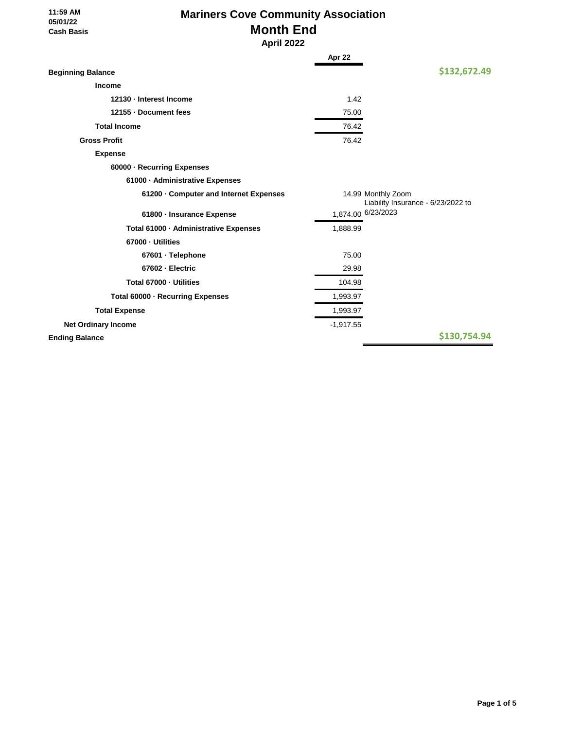11:59 AM
05/01/22
Cash Basis

# Mariners Cove Community Association
## Month End
### April 2022

| | Apr 22 | |
|---|---|---|
| **Beginning Balance** | | **$132,672.49** |
| **Income** | | |
| **12130 · Interest Income** | 1.42 | |
| **12155 · Document fees** | 75.00 | |
| **Total Income** | 76.42 | |
| **Gross Profit** | 76.42 | |
| **Expense** | | |
| **60000 · Recurring Expenses** | | |
| **61000 · Administrative Expenses** | | |
| **61200 · Computer and Internet Expenses** | 14.99 | Monthly Zoom |
| **61800 · Insurance Expense** | 1,874.00 | Liability Insurance - 6/23/2022 to 6/23/2023 |
| **Total 61000 · Administrative Expenses** | 1,888.99 | |
| **67000 · Utilities** | | |
| **67601 · Telephone** | 75.00 | |
| **67602 · Electric** | 29.98 | |
| **Total 67000 · Utilities** | 104.98 | |
| **Total 60000 · Recurring Expenses** | 1,993.97 | |
| **Total Expense** | 1,993.97 | |
| **Net Ordinary Income** | -1,917.55 | |
| **Ending Balance** | | **$130,754.94** |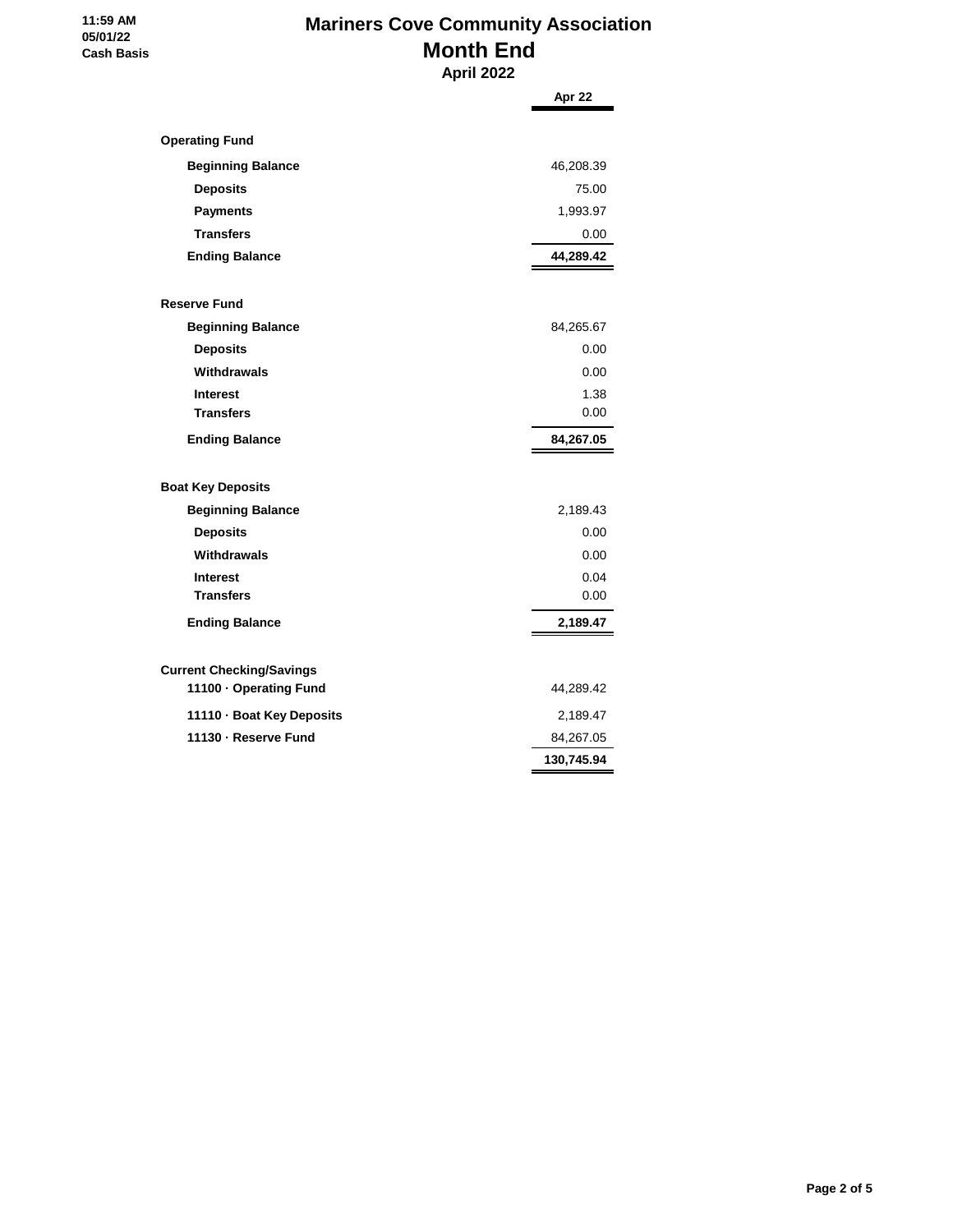11:59 AM
05/01/22
Cash Basis

# Mariners Cove Community Association
## Month End
### April 2022

| | Apr 22 |
|---|---|
| **Operating Fund** | |
| **Beginning Balance** | 46,208.39 |
| **Deposits** | 75.00 |
| **Payments** | 1,993.97 |
| **Transfers** | 0.00 |
| **Ending Balance** | **44,289.42** |
| | |
| **Reserve Fund** | |
| **Beginning Balance** | 84,265.67 |
| **Deposits** | 0.00 |
| **Withdrawals** | 0.00 |
| **Interest** | 1.38 |
| **Transfers** | 0.00 |
| **Ending Balance** | **84,267.05** |
| | |
| **Boat Key Deposits** | |
| **Beginning Balance** | 2,189.43 |
| **Deposits** | 0.00 |
| **Withdrawals** | 0.00 |
| **Interest** | 0.04 |
| **Transfers** | 0.00 |
| **Ending Balance** | **2,189.47** |
| | |
| **Current Checking/Savings** | |
| **11100 · Operating Fund** | 44,289.42 |
| **11110 · Boat Key Deposits** | 2,189.47 |
| **11130 · Reserve Fund** | 84,267.05 |
| | **130,745.94** |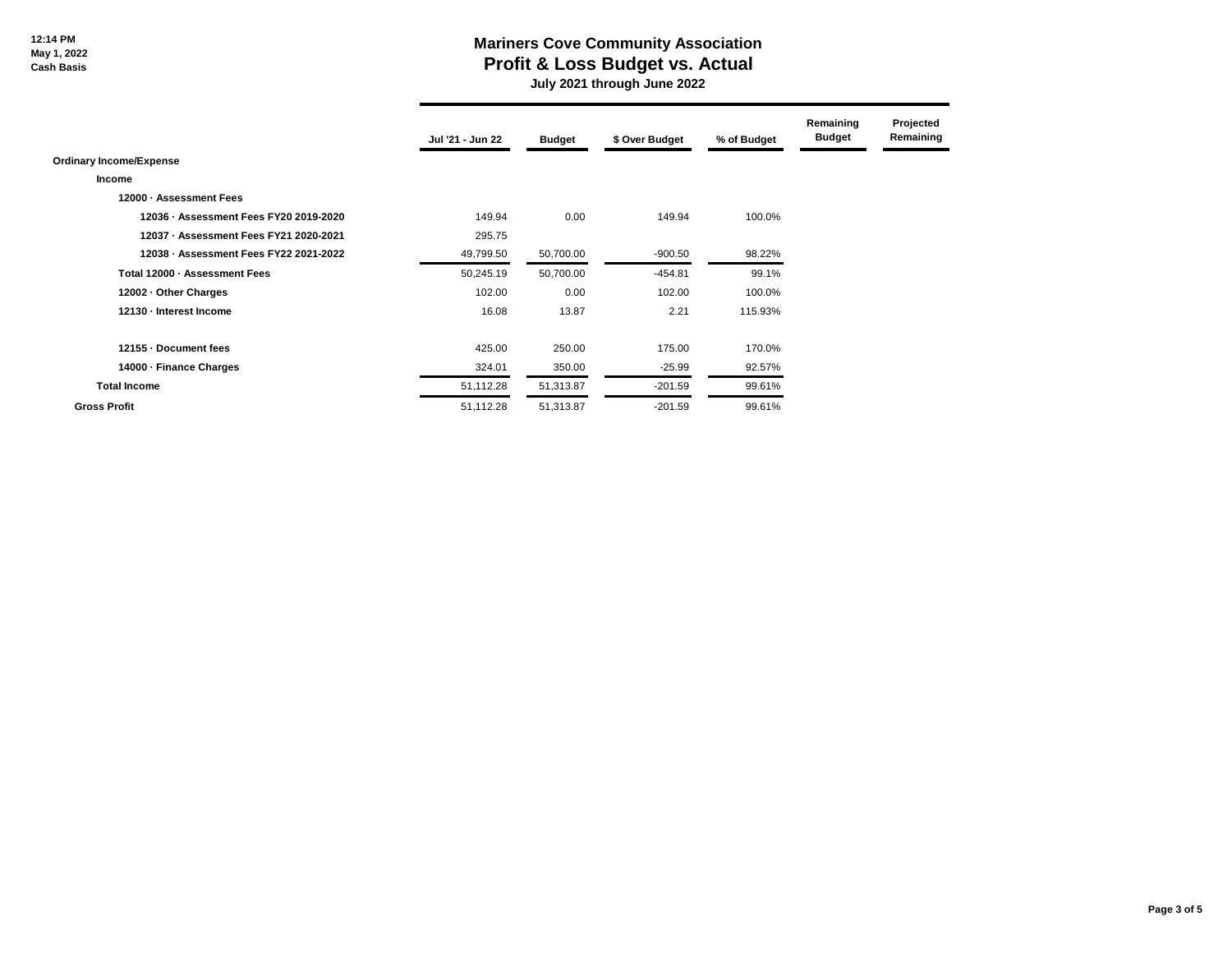12:14 PM
May 1, 2022
Cash Basis

# Mariners Cove Community Association
## Profit & Loss Budget vs. Actual
### July 2021 through June 2022

| | Jul '21 - Jun 22 | Budget | $ Over Budget | % of Budget | Remaining Budget | Projected Remaining |
|---|---|---|---|---|---|---|
| **Ordinary Income/Expense** | | | | | | |
| **Income** | | | | | | |
| **12000 · Assessment Fees** | | | | | | |
| **12036 · Assessment Fees FY20 2019-2020** | 149.94 | 0.00 | 149.94 | 100.0% | | |
| **12037 · Assessment Fees FY21 2020-2021** | 295.75 | | | | | |
| **12038 · Assessment Fees FY22 2021-2022** | 49,799.50 | 50,700.00 | -900.50 | 98.22% | | |
| **Total 12000 · Assessment Fees** | 50,245.19 | 50,700.00 | -454.81 | 99.1% | | |
| **12002 · Other Charges** | 102.00 | 0.00 | 102.00 | 100.0% | | |
| **12130 · Interest Income** | 16.08 | 13.87 | 2.21 | 115.93% | | |
| **12155 · Document fees** | 425.00 | 250.00 | 175.00 | 170.0% | | |
| **14000 · Finance Charges** | 324.01 | 350.00 | -25.99 | 92.57% | | |
| **Total Income** | 51,112.28 | 51,313.87 | -201.59 | 99.61% | | |
| **Gross Profit** | 51,112.28 | 51,313.87 | -201.59 | 99.61% | | |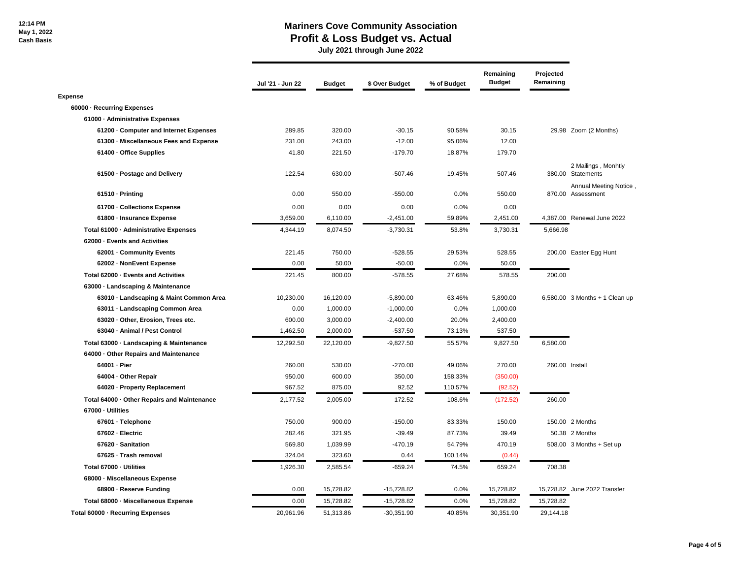12:14 PM
May 1, 2022
Cash Basis

# Mariners Cove Community Association

## Profit & Loss Budget vs. Actual

### July 2021 through June 2022

| | Jul '21 - Jun 22 | Budget | $ Over Budget | % of Budget | Remaining Budget | Projected Remaining | |
|---|---|---|---|---|---|---|---|
| **Expense** | | | | | | | |
| **60000 · Recurring Expenses** | | | | | | | |
| **61000 · Administrative Expenses** | | | | | | | |
| **61200 · Computer and Internet Expenses** | 289.85 | 320.00 | -30.15 | 90.58% | 30.15 | 29.98 | Zoom (2 Months) |
| **61300 · Miscellaneous Fees and Expense** | 231.00 | 243.00 | -12.00 | 95.06% | 12.00 | | |
| **61400 · Office Supplies** | 41.80 | 221.50 | -179.70 | 18.87% | 179.70 | | |
| **61500 · Postage and Delivery** | 122.54 | 630.00 | -507.46 | 19.45% | 507.46 | 380.00 | 2 Mailings , Monhtly Statements |
| **61510 · Printing** | 0.00 | 550.00 | -550.00 | 0.0% | 550.00 | 870.00 | Annual Meeting Notice , Assessment |
| **61700 · Collections Expense** | 0.00 | 0.00 | 0.00 | 0.0% | 0.00 | | |
| **61800 · Insurance Expense** | 3,659.00 | 6,110.00 | -2,451.00 | 59.89% | 2,451.00 | 4,387.00 | Renewal June 2022 |
| **Total 61000 · Administrative Expenses** | 4,344.19 | 8,074.50 | -3,730.31 | 53.8% | 3,730.31 | 5,666.98 | |
| **62000 · Events and Activities** | | | | | | | |
| **62001 · Community Events** | 221.45 | 750.00 | -528.55 | 29.53% | 528.55 | 200.00 | Easter Egg Hunt |
| **62002 · NonEvent Expense** | 0.00 | 50.00 | -50.00 | 0.0% | 50.00 | | |
| **Total 62000 · Events and Activities** | 221.45 | 800.00 | -578.55 | 27.68% | 578.55 | 200.00 | |
| **63000 · Landscaping & Maintenance** | | | | | | | |
| **63010 · Landscaping & Maint Common Area** | 10,230.00 | 16,120.00 | -5,890.00 | 63.46% | 5,890.00 | 6,580.00 | 3 Months + 1 Clean up |
| **63011 · Landscaping Common Area** | 0.00 | 1,000.00 | -1,000.00 | 0.0% | 1,000.00 | | |
| **63020 · Other, Erosion, Trees etc.** | 600.00 | 3,000.00 | -2,400.00 | 20.0% | 2,400.00 | | |
| **63040 · Animal / Pest Control** | 1,462.50 | 2,000.00 | -537.50 | 73.13% | 537.50 | | |
| **Total 63000 · Landscaping & Maintenance** | 12,292.50 | 22,120.00 | -9,827.50 | 55.57% | 9,827.50 | 6,580.00 | |
| **64000 · Other Repairs and Maintenance** | | | | | | | |
| **64001 · Pier** | 260.00 | 530.00 | -270.00 | 49.06% | 270.00 | 260.00 | Install |
| **64004 · Other Repair** | 950.00 | 600.00 | 350.00 | 158.33% | (350.00) | | |
| **64020 · Property Replacement** | 967.52 | 875.00 | 92.52 | 110.57% | (92.52) | | |
| **Total 64000 · Other Repairs and Maintenance** | 2,177.52 | 2,005.00 | 172.52 | 108.6% | (172.52) | 260.00 | |
| **67000 · Utilities** | | | | | | | |
| **67601 · Telephone** | 750.00 | 900.00 | -150.00 | 83.33% | 150.00 | 150.00 | 2 Months |
| **67602 · Electric** | 282.46 | 321.95 | -39.49 | 87.73% | 39.49 | 50.38 | 2 Months |
| **67620 · Sanitation** | 569.80 | 1,039.99 | -470.19 | 54.79% | 470.19 | 508.00 | 3 Months + Set up |
| **67625 · Trash removal** | 324.04 | 323.60 | 0.44 | 100.14% | (0.44) | | |
| **Total 67000 · Utilities** | 1,926.30 | 2,585.54 | -659.24 | 74.5% | 659.24 | 708.38 | |
| **68000 · Miscellaneous Expense** | | | | | | | |
| **68900 · Reserve Funding** | 0.00 | 15,728.82 | -15,728.82 | 0.0% | 15,728.82 | 15,728.82 | June 2022 Transfer |
| **Total 68000 · Miscellaneous Expense** | 0.00 | 15,728.82 | -15,728.82 | 0.0% | 15,728.82 | 15,728.82 | |
| **Total 60000 · Recurring Expenses** | 20,961.96 | 51,313.86 | -30,351.90 | 40.85% | 30,351.90 | 29,144.18 | |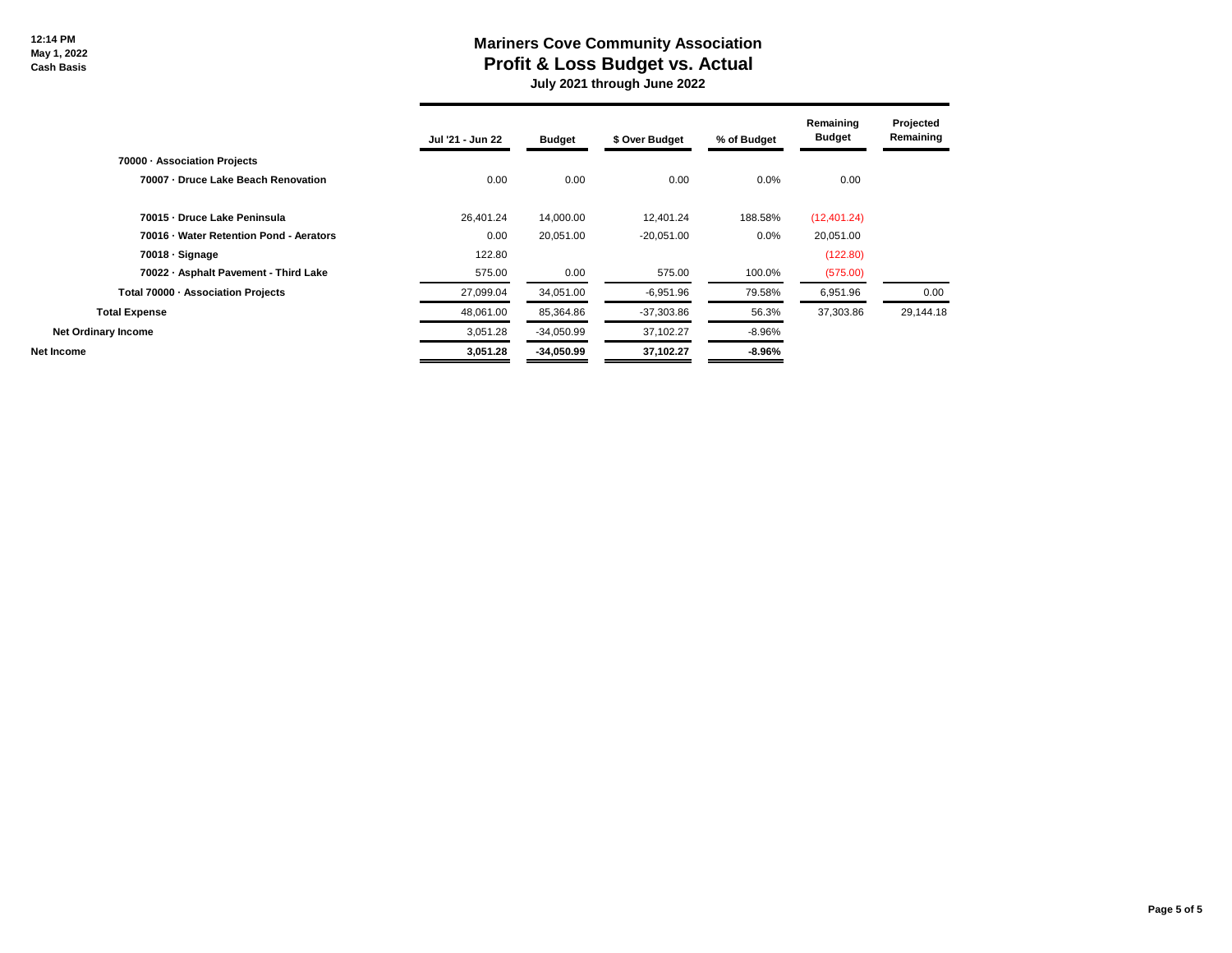12:14 PM
May 1, 2022
Cash Basis

# Mariners Cove Community Association
## Profit & Loss Budget vs. Actual
### July 2021 through June 2022

| | Jul '21 - Jun 22 | Budget | $ Over Budget | % of Budget | Remaining Budget | Projected Remaining |
|---|---|---|---|---|---|---|
| **70000 · Association Projects** | | | | | | |
| **70007 · Druce Lake Beach Renovation** | 0.00 | 0.00 | 0.00 | 0.0% | 0.00 | |
| **70015 · Druce Lake Peninsula** | 26,401.24 | 14,000.00 | 12,401.24 | 188.58% | (12,401.24) | |
| **70016 · Water Retention Pond - Aerators** | 0.00 | 20,051.00 | -20,051.00 | 0.0% | 20,051.00 | |
| **70018 · Signage** | 122.80 | | | | (122.80) | |
| **70022 · Asphalt Pavement - Third Lake** | 575.00 | 0.00 | 575.00 | 100.0% | (575.00) | |
| **Total 70000 · Association Projects** | 27,099.04 | 34,051.00 | -6,951.96 | 79.58% | 6,951.96 | 0.00 |
| **Total Expense** | 48,061.00 | 85,364.86 | -37,303.86 | 56.3% | 37,303.86 | 29,144.18 |
| **Net Ordinary Income** | 3,051.28 | -34,050.99 | 37,102.27 | -8.96% | | |
| **Net Income** | **3,051.28** | **-34,050.99** | **37,102.27** | **-8.96%** | | |